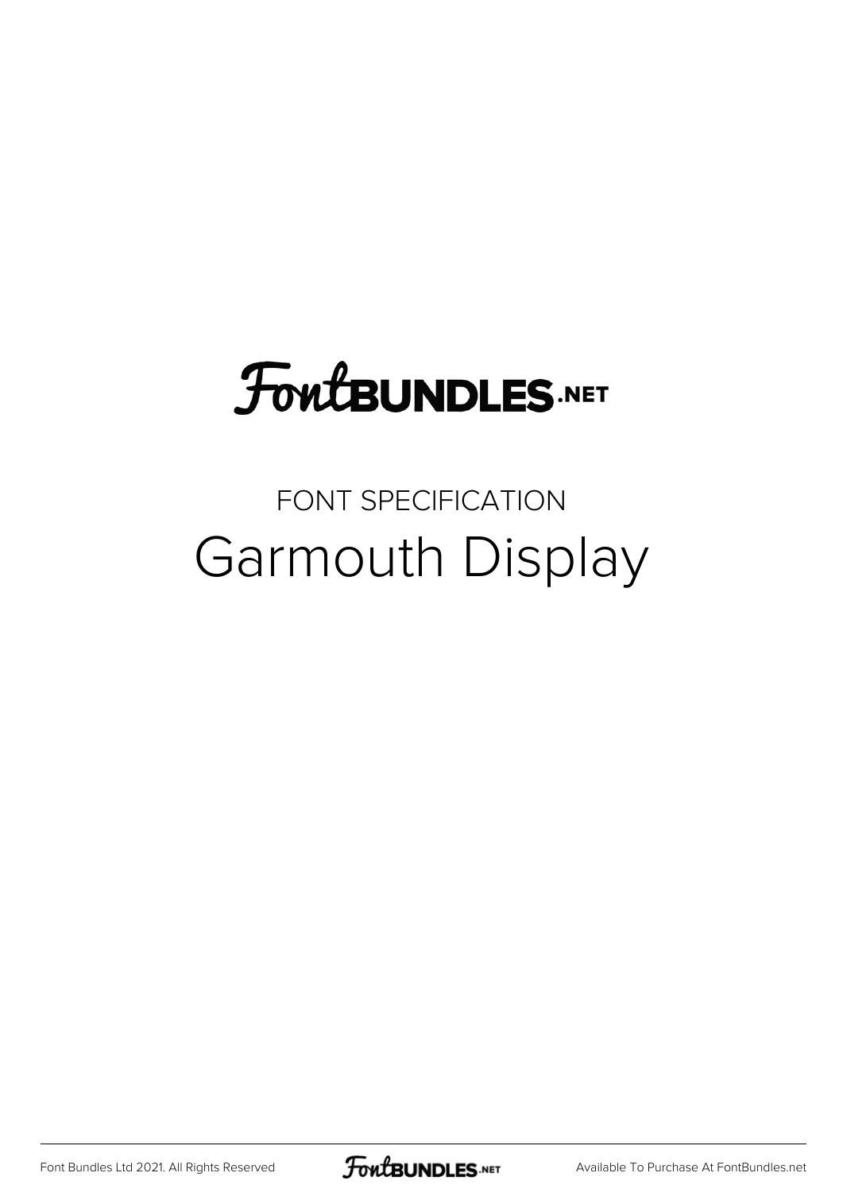FontBUNDLES.NET

FONT SPECIFICATION

# Garmouth Display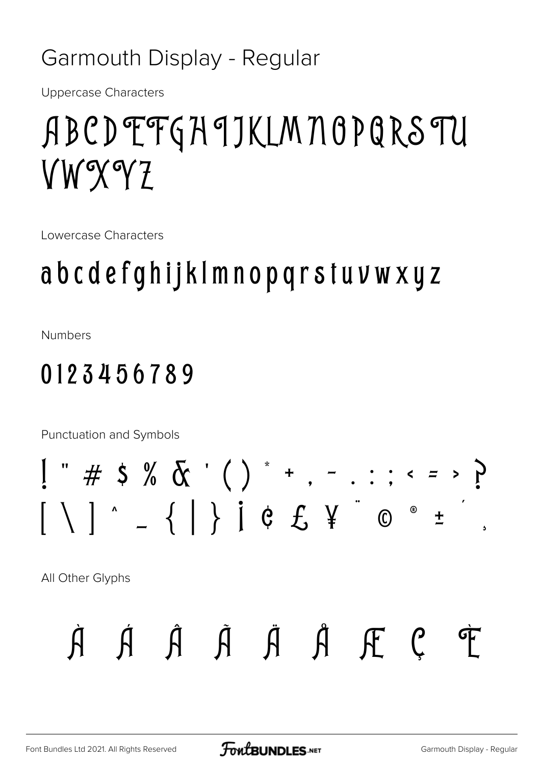# Garmouth Display - Regular

Uppercase Characters

ABCDEFGHIJKLMNOPQRSTU
VWXYZ

Lowercase Characters

a b c d e f g h i j k l m n o p q r s t u v w x y z

Numbers

0 1 2 3 4 5 6 7 8 9

Punctuation and Symbols

! " # $ % & ' ( ) * + , - . : ; < = > ?
[ \ ] ^ _ { | } ¡ ¢ £ ¥ ¨ © ® ± ´ ¸

All Other Glyphs

À Á Â Ã Ä Å Æ Ç È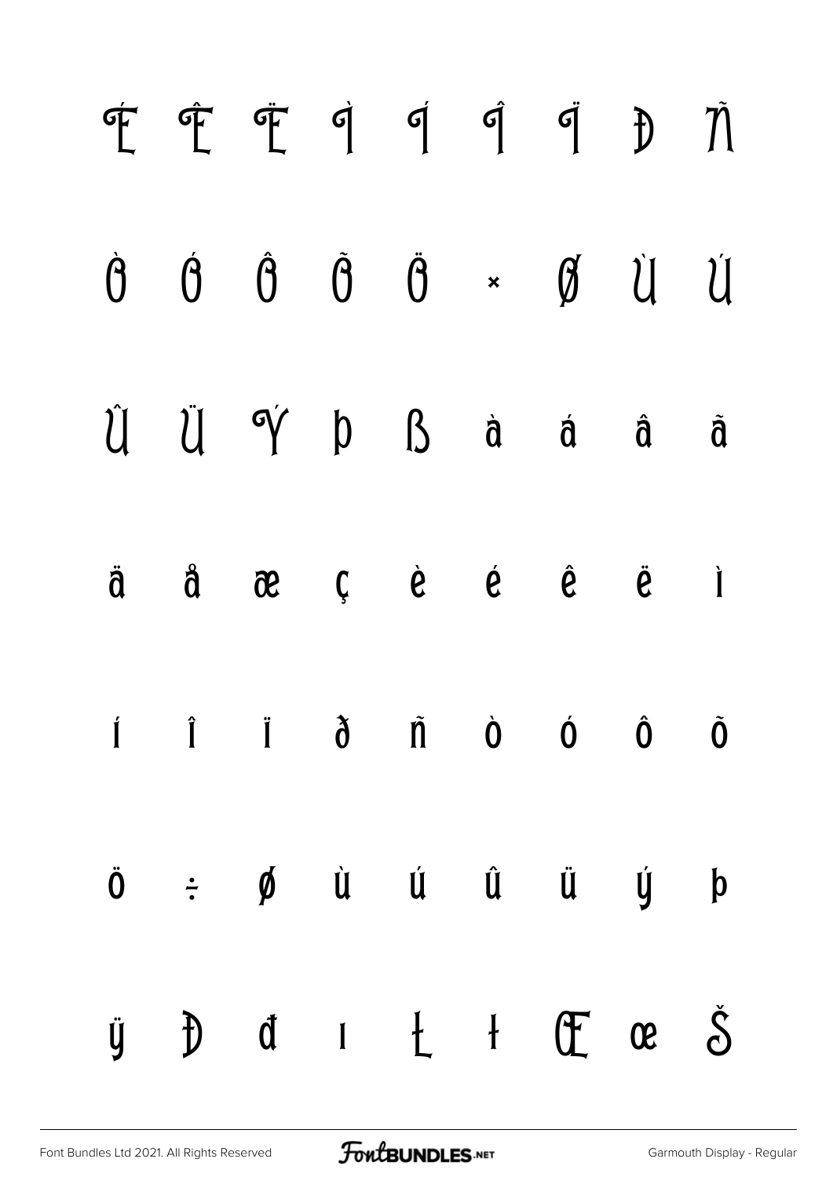É Ê Ë Ì Í Î Ï Đ Ñ

Ò Ó Ô Õ Ö × Ø Ù Ú

Û Ü Ý Þ ß à á â ã

ä å æ ç è é ê ë ì

í î ï ð ñ ò ó ô õ

ö ÷ ø ù ú û ü ý þ

ÿ Đ đ ı Ł ł Œ œ Š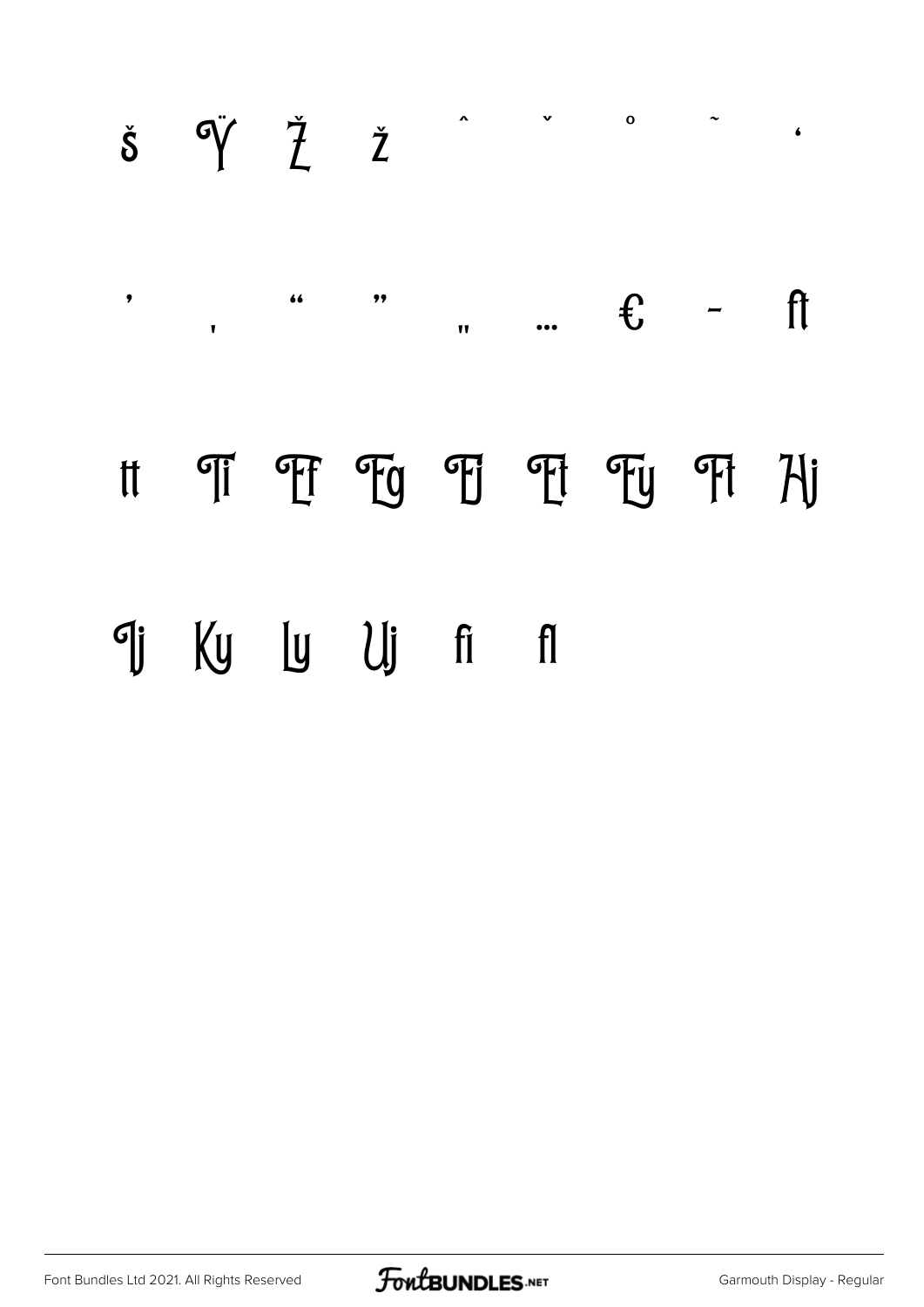š Ÿ Ž ž ˆ ˇ ˚ ˜ ‘

’ ‚ “ ” „ … € – ﬅ

tt Ti Ef Eg Ej Et Ey Ft Hj

Ij Ky Ly Uj ﬁ ﬂ